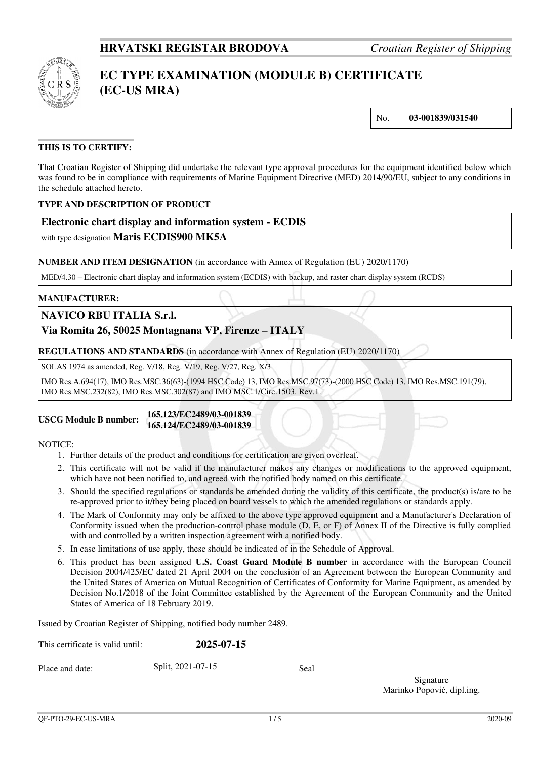**HRVATSKI REGISTAR BRODOVA** *Croatian Register of Shipping*

# EC TYPE EXAMINATION (MODULE B) CERTIFICATE (EC-US MRA)

No. **03-001839/031540**

**THIS IS TO CERTIFY:**

That Croatian Register of Shipping did undertake the relevant type approval procedures for the equipment identified below which was found to be in compliance with requirements of Marine Equipment Directive (MED) 2014/90/EU, subject to any conditions in the schedule attached hereto.

**TYPE AND DESCRIPTION OF PRODUCT**

**Electronic chart display and information system - ECDIS**

with type designation **Maris ECDIS900 MK5A**

**NUMBER AND ITEM DESIGNATION** (in accordance with Annex of Regulation (EU) 2020/1170)

MED/4.30 – Electronic chart display and information system (ECDIS) with backup, and raster chart display system (RCDS)

**MANUFACTURER:**

**NAVICO RBU ITALIA S.r.l.**

**Via Romita 26, 50025 Montagnana VP, Firenze – ITALY**

**REGULATIONS AND STANDARDS** (in accordance with Annex of Regulation (EU) 2020/1170)

SOLAS 1974 as amended, Reg. V/18, Reg. V/19, Reg. V/27, Reg. X/3

IMO Res.A.694(17), IMO Res.MSC.36(63)-(1994 HSC Code) 13, IMO Res.MSC.97(73)-(2000 HSC Code) 13, IMO Res.MSC.191(79), IMO Res.MSC.232(82), IMO Res.MSC.302(87) and IMO MSC.1/Circ.1503. Rev.1.

**USCG Module B number:** **165.123/EC2489/03-001839**
**165.124/EC2489/03-001839**

NOTICE:

1. Further details of the product and conditions for certification are given overleaf.
2. This certificate will not be valid if the manufacturer makes any changes or modifications to the approved equipment, which have not been notified to, and agreed with the notified body named on this certificate.
3. Should the specified regulations or standards be amended during the validity of this certificate, the product(s) is/are to be re-approved prior to it/they being placed on board vessels to which the amended regulations or standards apply.
4. The Mark of Conformity may only be affixed to the above type approved equipment and a Manufacturer's Declaration of Conformity issued when the production-control phase module (D, E, or F) of Annex II of the Directive is fully complied with and controlled by a written inspection agreement with a notified body.
5. In case limitations of use apply, these should be indicated of in the Schedule of Approval.
6. This product has been assigned **U.S. Coast Guard Module B number** in accordance with the European Council Decision 2004/425/EC dated 21 April 2004 on the conclusion of an Agreement between the European Community and the United States of America on Mutual Recognition of Certificates of Conformity for Marine Equipment, as amended by Decision No.1/2018 of the Joint Committee established by the Agreement of the European Community and the United States of America of 18 February 2019.

Issued by Croatian Register of Shipping, notified body number 2489.

This certificate is valid until: **2025-07-15**

Place and date: Split, 2021-07-15

Seal

Signature
Marinko Popović, dipl.ing.

QF-PTO-29-EC-US-MRA 2020-09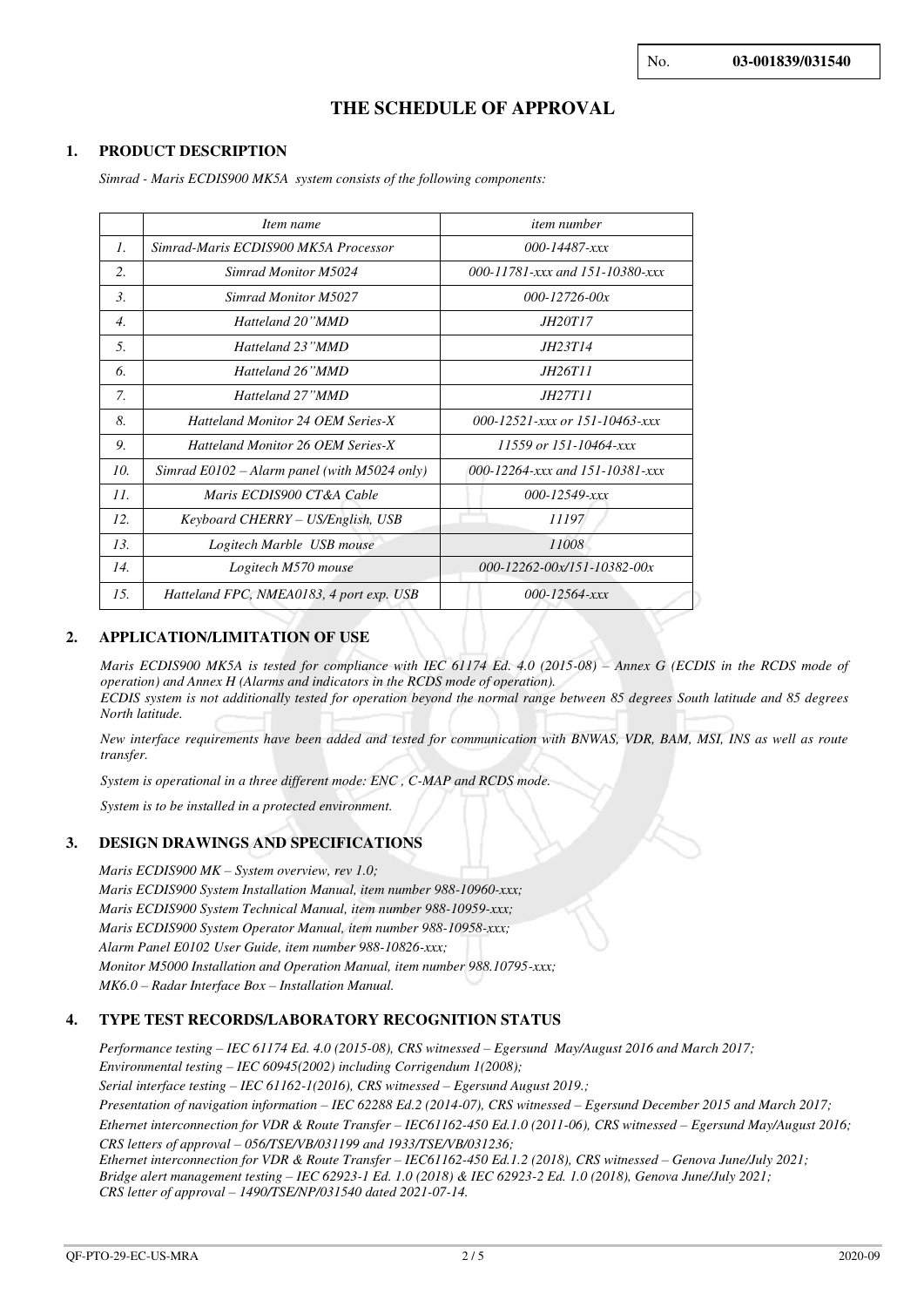No. **03-001839/031540**

# THE SCHEDULE OF APPROVAL

## 1. PRODUCT DESCRIPTION

*Simrad - Maris ECDIS900 MK5A system consists of the following components:*

| | *Item name* | *item number* |
|---|---|---|
| *1.* | *Simrad-Maris ECDIS900 MK5A Processor* | *000-14487-xxx* |
| *2.* | *Simrad Monitor M5024* | *000-11781-xxx and 151-10380-xxx* |
| *3.* | *Simrad Monitor M5027* | *000-12726-00x* |
| *4.* | *Hatteland 20"MMD* | *JH20T17* |
| *5.* | *Hatteland 23"MMD* | *JH23T14* |
| *6.* | *Hatteland 26"MMD* | *JH26T11* |
| *7.* | *Hatteland 27"MMD* | *JH27T11* |
| *8.* | *Hatteland Monitor 24 OEM Series-X* | *000-12521-xxx or 151-10463-xxx* |
| *9.* | *Hatteland Monitor 26 OEM Series-X* | *11559 or 151-10464-xxx* |
| *10.* | *Simrad E0102 – Alarm panel (with M5024 only)* | *000-12264-xxx and 151-10381-xxx* |
| *11.* | *Maris ECDIS900 CT&A Cable* | *000-12549-xxx* |
| *12.* | *Keyboard CHERRY – US/English, USB* | *11197* |
| *13.* | *Logitech Marble USB mouse* | *11008* |
| *14.* | *Logitech M570 mouse* | *000-12262-00x/151-10382-00x* |
| *15.* | *Hatteland FPC, NMEA0183, 4 port exp. USB* | *000-12564-xxx* |

## 2. APPLICATION/LIMITATION OF USE

*Maris ECDIS900 MK5A is tested for compliance with IEC 61174 Ed. 4.0 (2015-08) – Annex G (ECDIS in the RCDS mode of operation) and Annex H (Alarms and indicators in the RCDS mode of operation).*
*ECDIS system is not additionally tested for operation beyond the normal range between 85 degrees South latitude and 85 degrees North latitude.*

*New interface requirements have been added and tested for communication with BNWAS, VDR, BAM, MSI, INS as well as route transfer.*

*System is operational in a three different mode: ENC , C-MAP and RCDS mode.*

*System is to be installed in a protected environment.*

## 3. DESIGN DRAWINGS AND SPECIFICATIONS

*Maris ECDIS900 MK – System overview, rev 1.0;*
*Maris ECDIS900 System Installation Manual, item number 988-10960-xxx;*
*Maris ECDIS900 System Technical Manual, item number 988-10959-xxx;*
*Maris ECDIS900 System Operator Manual, item number 988-10958-xxx;*
*Alarm Panel E0102 User Guide, item number 988-10826-xxx;*
*Monitor M5000 Installation and Operation Manual, item number 988.10795-xxx;*
*MK6.0 – Radar Interface Box – Installation Manual.*

## 4. TYPE TEST RECORDS/LABORATORY RECOGNITION STATUS

*Performance testing – IEC 61174 Ed. 4.0 (2015-08), CRS witnessed – Egersund May/August 2016 and March 2017;*
*Environmental testing – IEC 60945(2002) including Corrigendum 1(2008);*
*Serial interface testing – IEC 61162-1(2016), CRS witnessed – Egersund August 2019.;*
*Presentation of navigation information – IEC 62288 Ed.2 (2014-07), CRS witnessed – Egersund December 2015 and March 2017;*
*Ethernet interconnection for VDR & Route Transfer – IEC61162-450 Ed.1.0 (2011-06), CRS witnessed – Egersund May/August 2016;*
*CRS letters of approval – 056/TSE/VB/031199 and 1933/TSE/VB/031236;*
*Ethernet interconnection for VDR & Route Transfer – IEC61162-450 Ed.1.2 (2018), CRS witnessed – Genova June/July 2021;*
*Bridge alert management testing – IEC 62923-1 Ed. 1.0 (2018) & IEC 62923-2 Ed. 1.0 (2018), Genova June/July 2021;*
*CRS letter of approval – 1490/TSE/NP/031540 dated 2021-07-14.*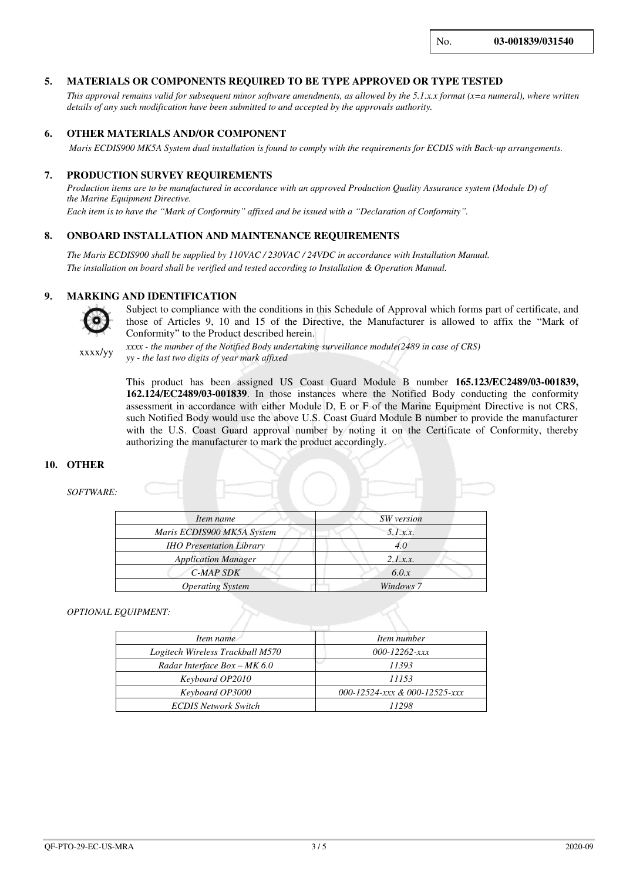No. **03-001839/031540**

## 5. MATERIALS OR COMPONENTS REQUIRED TO BE TYPE APPROVED OR TYPE TESTED

*This approval remains valid for subsequent minor software amendments, as allowed by the 5.1.x.x format (x=a numeral), where written details of any such modification have been submitted to and accepted by the approvals authority.*

## 6. OTHER MATERIALS AND/OR COMPONENT

*Maris ECDIS900 MK5A System dual installation is found to comply with the requirements for ECDIS with Back-up arrangements.*

## 7. PRODUCTION SURVEY REQUIREMENTS

*Production items are to be manufactured in accordance with an approved Production Quality Assurance system (Module D) of the Marine Equipment Directive.*

*Each item is to have the "Mark of Conformity" affixed and be issued with a "Declaration of Conformity".*

## 8. ONBOARD INSTALLATION AND MAINTENANCE REQUIREMENTS

*The Maris ECDIS900 shall be supplied by 110VAC / 230VAC / 24VDC in accordance with Installation Manual.*

*The installation on board shall be verified and tested according to Installation & Operation Manual.*

## 9. MARKING AND IDENTIFICATION

Subject to compliance with the conditions in this Schedule of Approval which forms part of certificate, and those of Articles 9, 10 and 15 of the Directive, the Manufacturer is allowed to affix the "Mark of Conformity" to the Product described herein.

xxxx/yy

*xxxx - the number of the Notified Body undertaking surveillance module(2489 in case of CRS)*

*yy - the last two digits of year mark affixed*

This product has been assigned US Coast Guard Module B number **165.123/EC2489/03-001839, 162.124/EC2489/03-001839**. In those instances where the Notified Body conducting the conformity assessment in accordance with either Module D, E or F of the Marine Equipment Directive is not CRS, such Notified Body would use the above U.S. Coast Guard Module B number to provide the manufacturer with the U.S. Coast Guard approval number by noting it on the Certificate of Conformity, thereby authorizing the manufacturer to mark the product accordingly.

## 10. OTHER

*SOFTWARE:*

| *Item name* | *SW version* |
|---|---|
| *Maris ECDIS900 MK5A System* | *5.1.x.x.* |
| *IHO Presentation Library* | *4.0* |
| *Application Manager* | *2.1.x.x.* |
| *C-MAP SDK* | *6.0.x* |
| *Operating System* | *Windows 7* |

*OPTIONAL EQUIPMENT:*

| *Item name* | *Item number* |
|---|---|
| *Logitech Wireless Trackball M570* | *000-12262-xxx* |
| *Radar Interface Box – MK 6.0* | *11393* |
| *Keyboard OP2010* | *11153* |
| *Keyboard OP3000* | *000-12524-xxx & 000-12525-xxx* |
| *ECDIS Network Switch* | *11298* |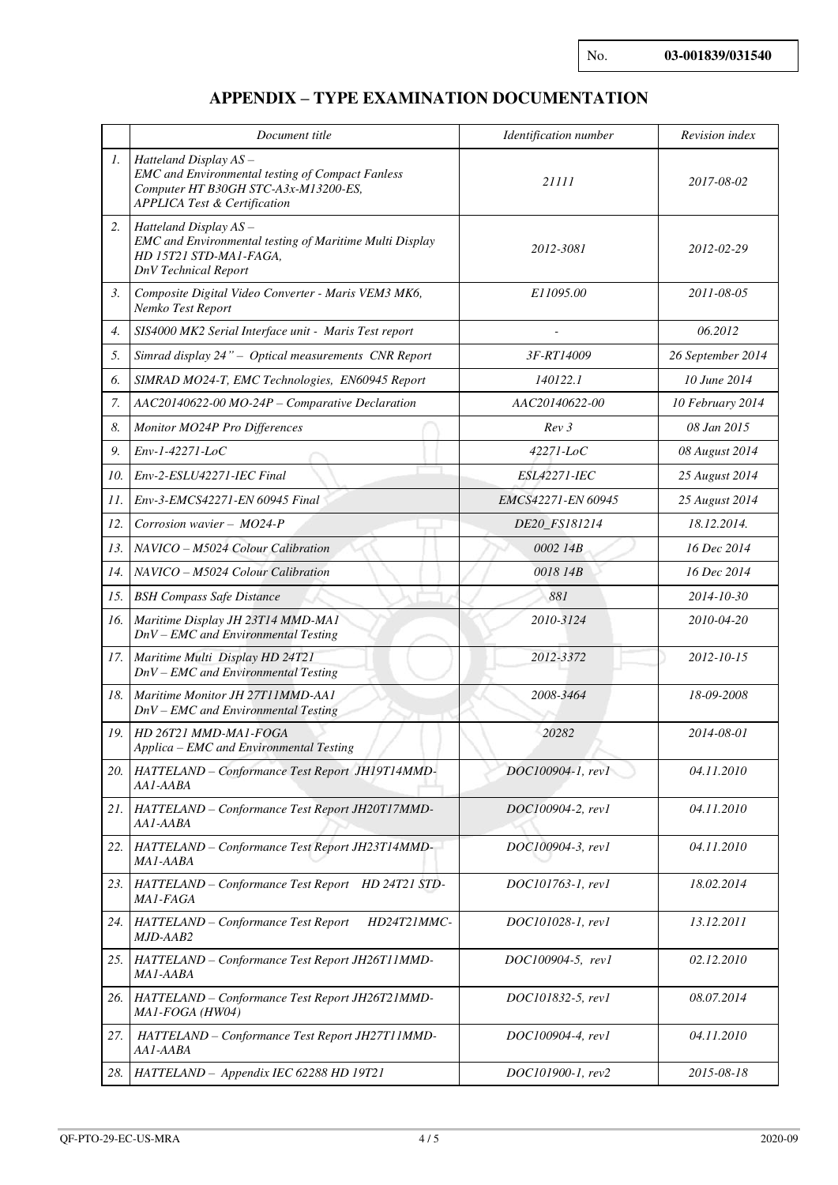No. **03-001839/031540**

## APPENDIX – TYPE EXAMINATION DOCUMENTATION

| | *Document title* | *Identification number* | *Revision index* |
|---|---|---|---|
| *1.* | *Hatteland Display AS – EMC and Environmental testing of Compact Fanless Computer HT B30GH STC-A3x-M13200-ES, APPLICA Test & Certification* | *21111* | *2017-08-02* |
| *2.* | *Hatteland Display AS – EMC and Environmental testing of Maritime Multi Display HD 15T21 STD-MA1-FAGA, DnV Technical Report* | *2012-3081* | *2012-02-29* |
| *3.* | *Composite Digital Video Converter - Maris VEM3 MK6, Nemko Test Report* | *E11095.00* | *2011-08-05* |
| *4.* | *SIS4000 MK2 Serial Interface unit - Maris Test report* | *-* | *06.2012* |
| *5.* | *Simrad display 24" – Optical measurements CNR Report* | *3F-RT14009* | *26 September 2014* |
| *6.* | *SIMRAD MO24-T, EMC Technologies, EN60945 Report* | *140122.1* | *10 June 2014* |
| *7.* | *AAC20140622-00 MO-24P – Comparative Declaration* | *AAC20140622-00* | *10 February 2014* |
| *8.* | *Monitor MO24P Pro Differences* | *Rev 3* | *08 Jan 2015* |
| *9.* | *Env-1-42271-LoC* | *42271-LoC* | *08 August 2014* |
| *10.* | *Env-2-ESLU42271-IEC Final* | *ESL42271-IEC* | *25 August 2014* |
| *11.* | *Env-3-EMCS42271-EN 60945 Final* | *EMCS42271-EN 60945* | *25 August 2014* |
| *12.* | *Corrosion wavier – MO24-P* | *DE20_FS181214* | *18.12.2014.* |
| *13.* | *NAVICO – M5024 Colour Calibration* | *0002 14B* | *16 Dec 2014* |
| *14.* | *NAVICO – M5024 Colour Calibration* | *0018 14B* | *16 Dec 2014* |
| *15.* | *BSH Compass Safe Distance* | *881* | *2014-10-30* |
| *16.* | *Maritime Display JH 23T14 MMD-MA1 DnV – EMC and Environmental Testing* | *2010-3124* | *2010-04-20* |
| *17.* | *Maritime Multi Display HD 24T21 DnV – EMC and Environmental Testing* | *2012-3372* | *2012-10-15* |
| *18.* | *Maritime Monitor JH 27T11MMD-AA1 DnV – EMC and Environmental Testing* | *2008-3464* | *18-09-2008* |
| *19.* | *HD 26T21 MMD-MA1-FOGA Applica – EMC and Environmental Testing* | *20282* | *2014-08-01* |
| *20.* | *HATTELAND – Conformance Test Report JH19T14MMD-AA1-AABA* | *DOC100904-1, rev1* | *04.11.2010* |
| *21.* | *HATTELAND – Conformance Test Report JH20T17MMD-AA1-AABA* | *DOC100904-2, rev1* | *04.11.2010* |
| *22.* | *HATTELAND – Conformance Test Report JH23T14MMD-MA1-AABA* | *DOC100904-3, rev1* | *04.11.2010* |
| *23.* | *HATTELAND – Conformance Test Report HD 24T21 STD-MA1-FAGA* | *DOC101763-1, rev1* | *18.02.2014* |
| *24.* | *HATTELAND – Conformance Test Report HD24T21MMC-MJD-AAB2* | *DOC101028-1, rev1* | *13.12.2011* |
| *25.* | *HATTELAND – Conformance Test Report JH26T11MMD-MA1-AABA* | *DOC100904-5, rev1* | *02.12.2010* |
| *26.* | *HATTELAND – Conformance Test Report JH26T21MMD-MA1-FOGA (HW04)* | *DOC101832-5, rev1* | *08.07.2014* |
| *27.* | *HATTELAND – Conformance Test Report JH27T11MMD-AA1-AABA* | *DOC100904-4, rev1* | *04.11.2010* |
| *28.* | *HATTELAND – Appendix IEC 62288 HD 19T21* | *DOC101900-1, rev2* | *2015-08-18* |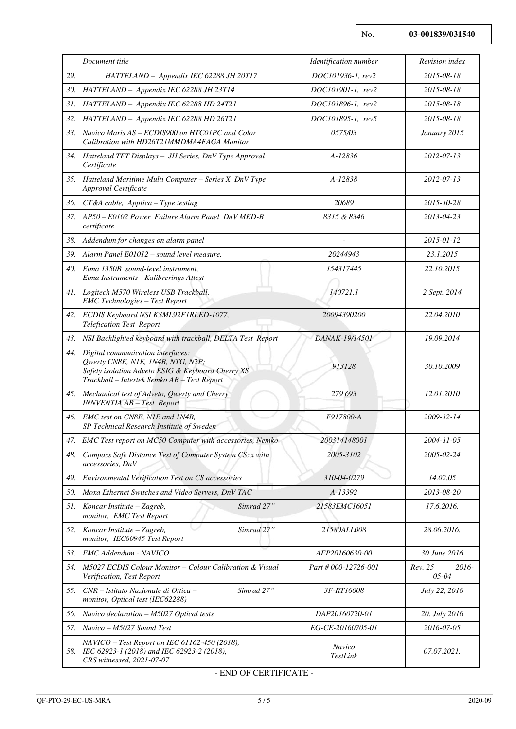No. **03-001839/031540**

| | Document title | Identification number | Revision index |
|---|---|---|---|
| 29. | *HATTELAND – Appendix IEC 62288 JH 20T17* | *DOC101936-1, rev2* | *2015-08-18* |
| 30. | *HATTELAND – Appendix IEC 62288 JH 23T14* | *DOC101901-1, rev2* | *2015-08-18* |
| 31. | *HATTELAND – Appendix IEC 62288 HD 24T21* | *DOC101896-1, rev2* | *2015-08-18* |
| 32. | *HATTELAND – Appendix IEC 62288 HD 26T21* | *DOC101895-1, rev5* | *2015-08-18* |
| 33. | *Navico Maris AS – ECDIS900 on HTC01PC and Color Calibration with HD26T21MMDMA4FAGA Monitor* | *0575/03* | *January 2015* |
| 34. | *Hatteland TFT Displays – JH Series, DnV Type Approval Certificate* | *A-12836* | *2012-07-13* |
| 35. | *Hatteland Maritime Multi Computer – Series X DnV Type Approval Certificate* | *A-12838* | *2012-07-13* |
| 36. | *CT&A cable, Applica – Type testing* | *20689* | *2015-10-28* |
| 37. | *AP50 – E0102 Power Failure Alarm Panel DnV MED-B certificate* | *8315 & 8346* | *2013-04-23* |
| 38. | *Addendum for changes on alarm panel* | *-* | *2015-01-12* |
| 39. | *Alarm Panel E01012 – sound level measure.* | *20244943* | *23.1.2015* |
| 40. | *Elma 1350B sound-level instrument, Elma Instruments - Kalibrerings Attest* | *154317445* | *22.10.2015* |
| 41. | *Logitech M570 Wireless USB Trackball, EMC Technologies – Test Report* | *140721.1* | *2 Sept. 2014* |
| 42. | *ECDIS Keyboard NSI KSML92F1RLED-1077, Telefication Test Report* | *20094390200* | *22.04.2010* |
| 43. | *NSI Backlighted keyboard with trackball, DELTA Test Report* | *DANAK-19/14501* | *19.09.2014* |
| 44. | *Digital communication interfaces: Qwerty CN8E, N1E, 1N4B, NTG, N2P; Safety isolation Adveto ESIG & Keyboard Cherry XS Trackball – Intertek Semko AB – Test Report* | *913128* | *30.10.2009* |
| 45. | *Mechanical test of Adveto, Qwerty and Cherry INNVENTIA AB – Test Report* | *279 693* | *12.01.2010* |
| 46. | *EMC test on CN8E, N1E and 1N4B, SP Technical Research Institute of Sweden* | *F917800-A* | *2009-12-14* |
| 47. | *EMC Test report on MC50 Computer with accessories, Nemko* | *200314148001* | *2004-11-05* |
| 48. | *Compass Safe Distance Test of Computer System CSxx with accessories, DnV* | *2005-3102* | *2005-02-24* |
| 49. | *Environmental Verification Test on CS accessories* | *310-04-0279* | *14.02.05* |
| 50. | *Moxa Ethernet Switches and Video Servers, DnV TAC* | *A-13392* | *2013-08-20* |
| 51. | *Koncar Institute – Zagreb, Simrad 27" monitor, EMC Test Report* | *21583EMC16051* | *17.6.2016.* |
| 52. | *Koncar Institute – Zagreb, Simrad 27" monitor, IEC60945 Test Report* | *21580ALL008* | *28.06.2016.* |
| 53. | *EMC Addendum - NAVICO* | *AEP20160630-00* | *30 June 2016* |
| 54. | *M5027 ECDIS Colour Monitor – Colour Calibration & Visual Verification, Test Report* | *Part # 000-12726-001* | *Rev. 25 2016-05-04* |
| 55. | *CNR – Istituto Nazionale di Ottica – Simrad 27" monitor, Optical test (IEC62288)* | *3F-RT16008* | *July 22, 2016* |
| 56. | *Navico declaration – M5027 Optical tests* | *DAP20160720-01* | *20. July 2016* |
| 57. | *Navico – M5027 Sound Test* | *EG-CE-20160705-01* | *2016-07-05* |
| 58. | *NAVICO – Test Report on IEC 61162-450 (2018), IEC 62923-1 (2018) and IEC 62923-2 (2018), CRS witnessed, 2021-07-07* | *Navico TestLink* | *07.07.2021.* |

- END OF CERTIFICATE -